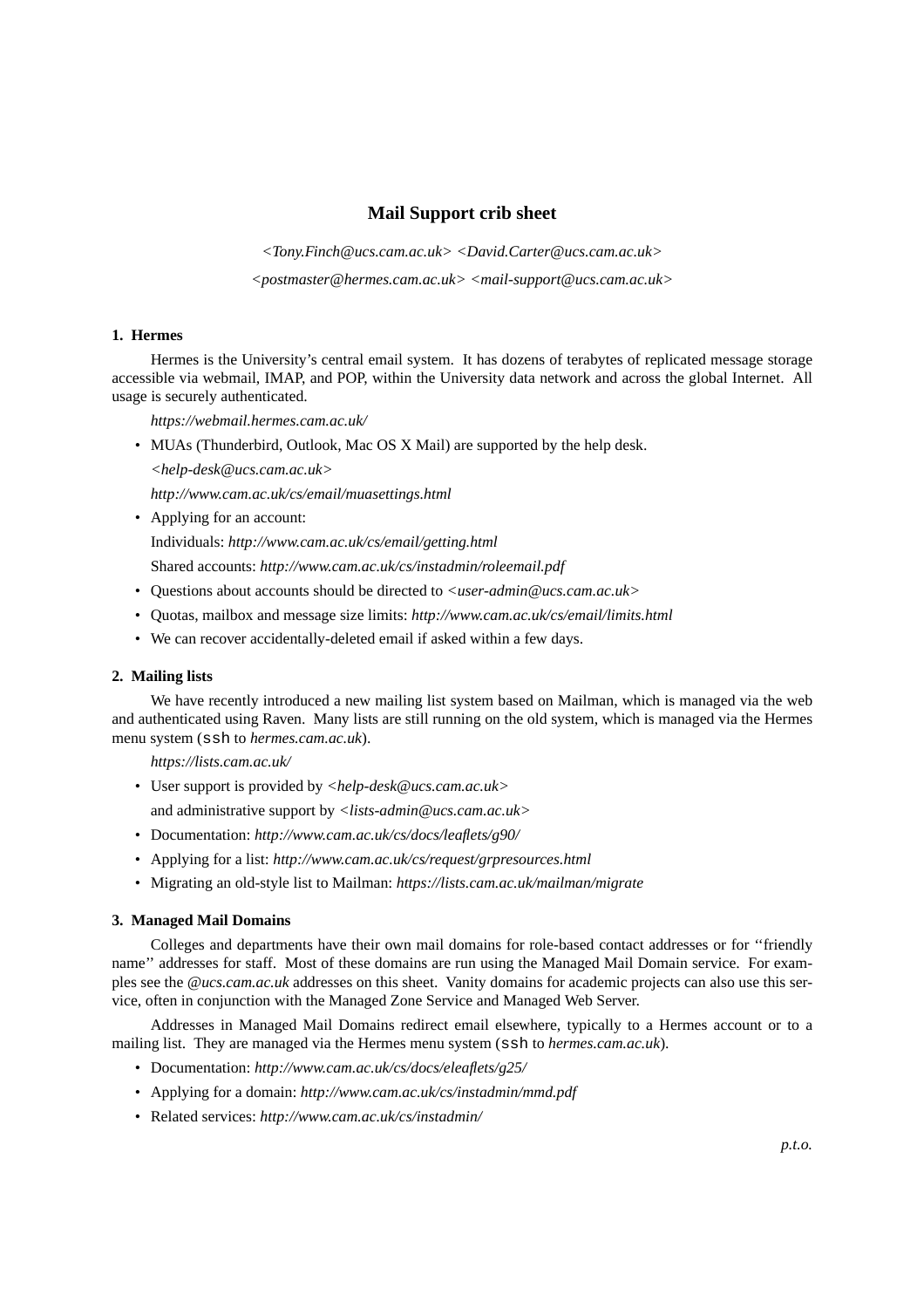# Mail Support crib sheet

*<Tony.Finch@ucs.cam.ac.uk> <David.Carter@ucs.cam.ac.uk>*

*<postmaster@hermes.cam.ac.uk> <mail-support@ucs.cam.ac.uk>*

## 1. Hermes

Hermes is the University's central email system. It has dozens of terabytes of replicated message storage accessible via webmail, IMAP, and POP, within the University data network and across the global Internet. All usage is securely authenticated.

*https://webmail.hermes.cam.ac.uk/*

- MUAs (Thunderbird, Outlook, Mac OS X Mail) are supported by the help desk.

  *<help-desk@ucs.cam.ac.uk>*

  *http://www.cam.ac.uk/cs/email/muasettings.html*
- Applying for an account:

  Individuals: *http://www.cam.ac.uk/cs/email/getting.html*

  Shared accounts: *http://www.cam.ac.uk/cs/instadmin/roleemail.pdf*
- Questions about accounts should be directed to *<user-admin@ucs.cam.ac.uk>*
- Quotas, mailbox and message size limits: *http://www.cam.ac.uk/cs/email/limits.html*
- We can recover accidentally-deleted email if asked within a few days.

## 2. Mailing lists

We have recently introduced a new mailing list system based on Mailman, which is managed via the web and authenticated using Raven. Many lists are still running on the old system, which is managed via the Hermes menu system (`ssh` to *hermes.cam.ac.uk*).

*https://lists.cam.ac.uk/*

- User support is provided by *<help-desk@ucs.cam.ac.uk>*

  and administrative support by *<lists-admin@ucs.cam.ac.uk>*
- Documentation: *http://www.cam.ac.uk/cs/docs/leaflets/g90/*
- Applying for a list: *http://www.cam.ac.uk/cs/request/grpresources.html*
- Migrating an old-style list to Mailman: *https://lists.cam.ac.uk/mailman/migrate*

## 3. Managed Mail Domains

Colleges and departments have their own mail domains for role-based contact addresses or for "friendly name" addresses for staff. Most of these domains are run using the Managed Mail Domain service. For examples see the *@ucs.cam.ac.uk* addresses on this sheet. Vanity domains for academic projects can also use this service, often in conjunction with the Managed Zone Service and Managed Web Server.

Addresses in Managed Mail Domains redirect email elsewhere, typically to a Hermes account or to a mailing list. They are managed via the Hermes menu system (`ssh` to *hermes.cam.ac.uk*).

- Documentation: *http://www.cam.ac.uk/cs/docs/eleaflets/g25/*
- Applying for a domain: *http://www.cam.ac.uk/cs/instadmin/mmd.pdf*
- Related services: *http://www.cam.ac.uk/cs/instadmin/*

*p.t.o.*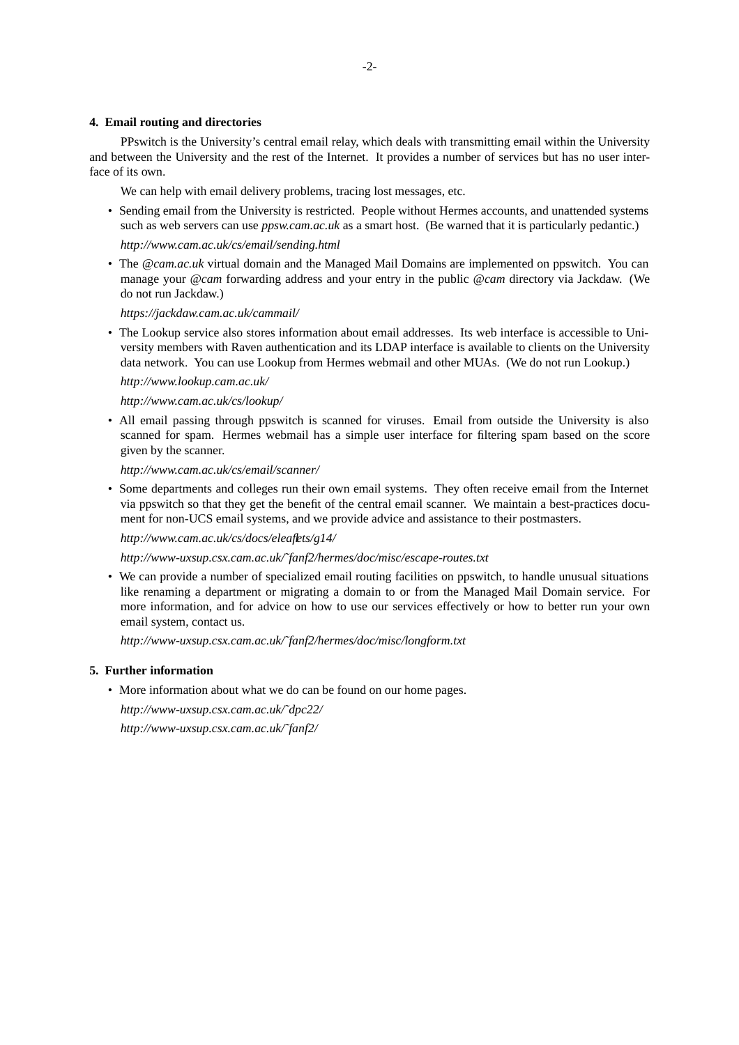## 4. Email routing and directories

PPswitch is the University's central email relay, which deals with transmitting email within the University and between the University and the rest of the Internet. It provides a number of services but has no user interface of its own.

We can help with email delivery problems, tracing lost messages, etc.

- Sending email from the University is restricted. People without Hermes accounts, and unattended systems such as web servers can use *ppsw.cam.ac.uk* as a smart host. (Be warned that it is particularly pedantic.)

  *http://www.cam.ac.uk/cs/email/sending.html*

- The *@cam.ac.uk* virtual domain and the Managed Mail Domains are implemented on ppswitch. You can manage your *@cam* forwarding address and your entry in the public *@cam* directory via Jackdaw. (We do not run Jackdaw.)

  *https://jackdaw.cam.ac.uk/cammail/*

- The Lookup service also stores information about email addresses. Its web interface is accessible to University members with Raven authentication and its LDAP interface is available to clients on the University data network. You can use Lookup from Hermes webmail and other MUAs. (We do not run Lookup.)

  *http://www.lookup.cam.ac.uk/*

  *http://www.cam.ac.uk/cs/lookup/*

- All email passing through ppswitch is scanned for viruses. Email from outside the University is also scanned for spam. Hermes webmail has a simple user interface for filtering spam based on the score given by the scanner.

  *http://www.cam.ac.uk/cs/email/scanner/*

- Some departments and colleges run their own email systems. They often receive email from the Internet via ppswitch so that they get the benefit of the central email scanner. We maintain a best-practices document for non-UCS email systems, and we provide advice and assistance to their postmasters.

  *http://www.cam.ac.uk/cs/docs/eleaflets/g14/*

  *http://www-uxsup.csx.cam.ac.uk/~fanf2/hermes/doc/misc/escape-routes.txt*

- We can provide a number of specialized email routing facilities on ppswitch, to handle unusual situations like renaming a department or migrating a domain to or from the Managed Mail Domain service. For more information, and for advice on how to use our services effectively or how to better run your own email system, contact us.

  *http://www-uxsup.csx.cam.ac.uk/~fanf2/hermes/doc/misc/longform.txt*

## 5. Further information

- More information about what we do can be found on our home pages.

  *http://www-uxsup.csx.cam.ac.uk/~dpc22/*

  *http://www-uxsup.csx.cam.ac.uk/~fanf2/*